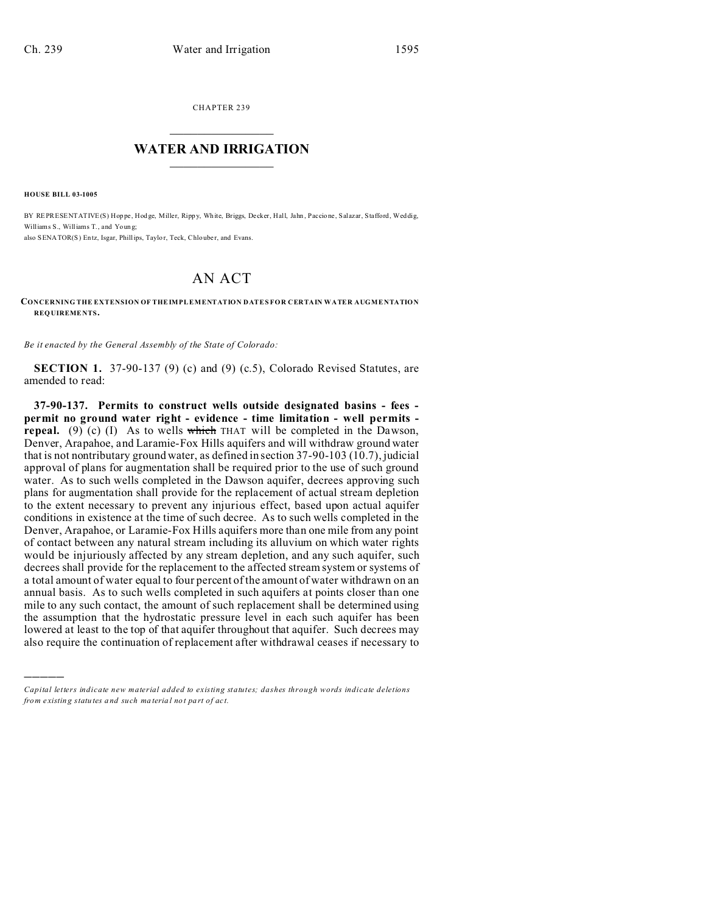CHAPTER 239

# WATER AND IRRIGATION

**HOUSE BILL 03-1005**

BY REPRESENTATIVE(S) Hoppe, Hodge, Miller, Rippy, White, Briggs, Decker, Hall, Jahn, Paccione, Salazar, Stafford, Weddig, Williams S., Williams T., and Young;
also SENATOR(S) Entz, Isgar, Phillips, Taylor, Teck, Chlouber, and Evans.

# AN ACT

**CONCERNING THE EXTENSION OF THE IMPLEMENTATION DATES FOR CERTAIN WATER AUGMENTATION REQUIREMENTS.**

*Be it enacted by the General Assembly of the State of Colorado:*

**SECTION 1.** 37-90-137 (9) (c) and (9) (c.5), Colorado Revised Statutes, are amended to read:

**37-90-137. Permits to construct wells outside designated basins - fees - permit no ground water right - evidence - time limitation - well permits - repeal.** (9) (c) (I) As to wells ~~which~~ THAT will be completed in the Dawson, Denver, Arapahoe, and Laramie-Fox Hills aquifers and will withdraw ground water that is not nontributary ground water, as defined in section 37-90-103 (10.7), judicial approval of plans for augmentation shall be required prior to the use of such ground water. As to such wells completed in the Dawson aquifer, decrees approving such plans for augmentation shall provide for the replacement of actual stream depletion to the extent necessary to prevent any injurious effect, based upon actual aquifer conditions in existence at the time of such decree. As to such wells completed in the Denver, Arapahoe, or Laramie-Fox Hills aquifers more than one mile from any point of contact between any natural stream including its alluvium on which water rights would be injuriously affected by any stream depletion, and any such aquifer, such decrees shall provide for the replacement to the affected stream system or systems of a total amount of water equal to four percent of the amount of water withdrawn on an annual basis. As to such wells completed in such aquifers at points closer than one mile to any such contact, the amount of such replacement shall be determined using the assumption that the hydrostatic pressure level in each such aquifer has been lowered at least to the top of that aquifer throughout that aquifer. Such decrees may also require the continuation of replacement after withdrawal ceases if necessary to

---

*Capital letters indicate new material added to existing statutes; dashes through words indicate deletions from existing statutes and such material not part of act.*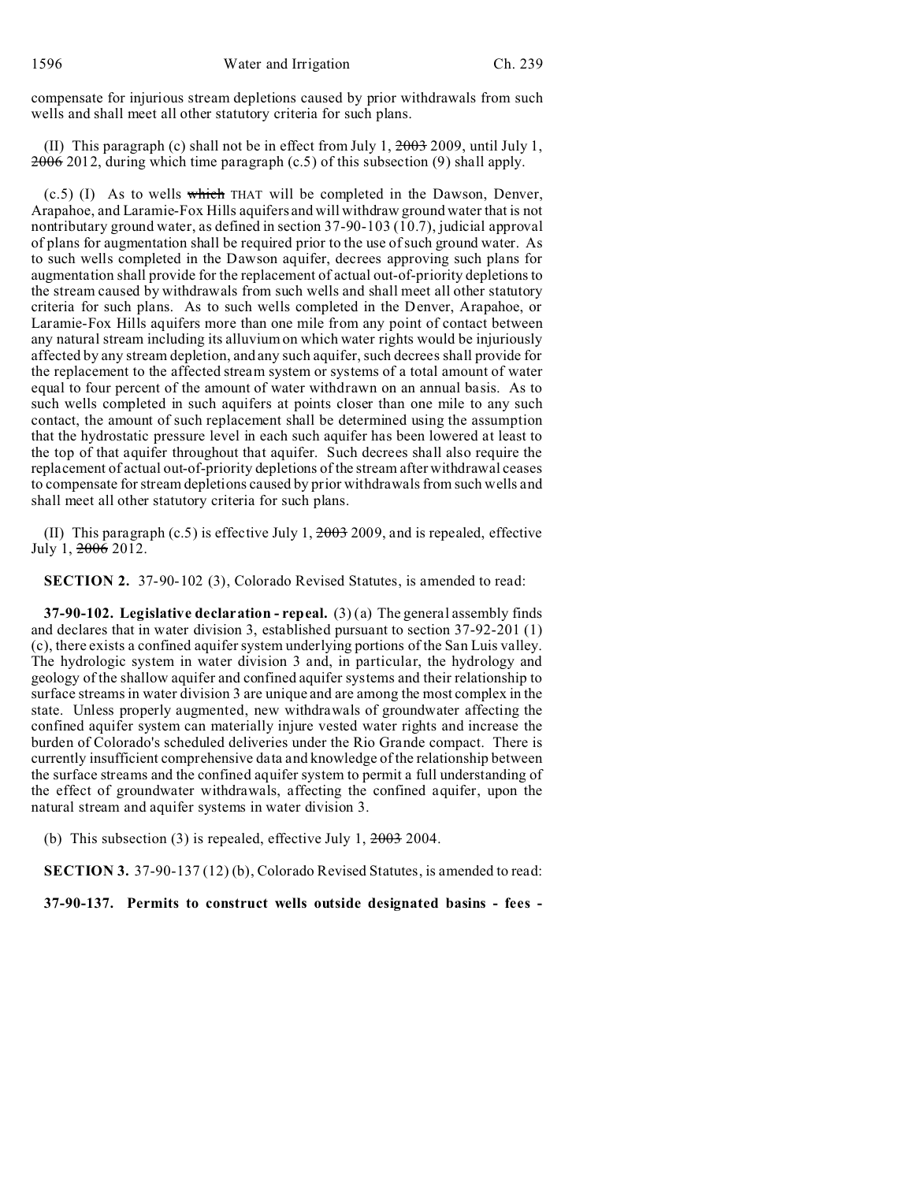compensate for injurious stream depletions caused by prior withdrawals from such wells and shall meet all other statutory criteria for such plans.

(II) This paragraph (c) shall not be in effect from July 1, ~~2003~~ 2009, until July 1, ~~2006~~ 2012, during which time paragraph (c.5) of this subsection (9) shall apply.

(c.5) (I) As to wells ~~which~~ THAT will be completed in the Dawson, Denver, Arapahoe, and Laramie-Fox Hills aquifers and will withdraw ground water that is not nontributary ground water, as defined in section 37-90-103 (10.7), judicial approval of plans for augmentation shall be required prior to the use of such ground water. As to such wells completed in the Dawson aquifer, decrees approving such plans for augmentation shall provide for the replacement of actual out-of-priority depletions to the stream caused by withdrawals from such wells and shall meet all other statutory criteria for such plans. As to such wells completed in the Denver, Arapahoe, or Laramie-Fox Hills aquifers more than one mile from any point of contact between any natural stream including its alluvium on which water rights would be injuriously affected by any stream depletion, and any such aquifer, such decrees shall provide for the replacement to the affected stream system or systems of a total amount of water equal to four percent of the amount of water withdrawn on an annual basis. As to such wells completed in such aquifers at points closer than one mile to any such contact, the amount of such replacement shall be determined using the assumption that the hydrostatic pressure level in each such aquifer has been lowered at least to the top of that aquifer throughout that aquifer. Such decrees shall also require the replacement of actual out-of-priority depletions of the stream after withdrawal ceases to compensate for stream depletions caused by prior withdrawals from such wells and shall meet all other statutory criteria for such plans.

(II) This paragraph (c.5) is effective July 1, ~~2003~~ 2009, and is repealed, effective July 1, ~~2006~~ 2012.

**SECTION 2.** 37-90-102 (3), Colorado Revised Statutes, is amended to read:

**37-90-102. Legislative declaration - repeal.** (3) (a) The general assembly finds and declares that in water division 3, established pursuant to section 37-92-201 (1) (c), there exists a confined aquifer system underlying portions of the San Luis valley. The hydrologic system in water division 3 and, in particular, the hydrology and geology of the shallow aquifer and confined aquifer systems and their relationship to surface streams in water division 3 are unique and are among the most complex in the state. Unless properly augmented, new withdrawals of groundwater affecting the confined aquifer system can materially injure vested water rights and increase the burden of Colorado's scheduled deliveries under the Rio Grande compact. There is currently insufficient comprehensive data and knowledge of the relationship between the surface streams and the confined aquifer system to permit a full understanding of the effect of groundwater withdrawals, affecting the confined aquifer, upon the natural stream and aquifer systems in water division 3.

(b) This subsection (3) is repealed, effective July 1, ~~2003~~ 2004.

**SECTION 3.** 37-90-137 (12) (b), Colorado Revised Statutes, is amended to read:

**37-90-137. Permits to construct wells outside designated basins - fees -**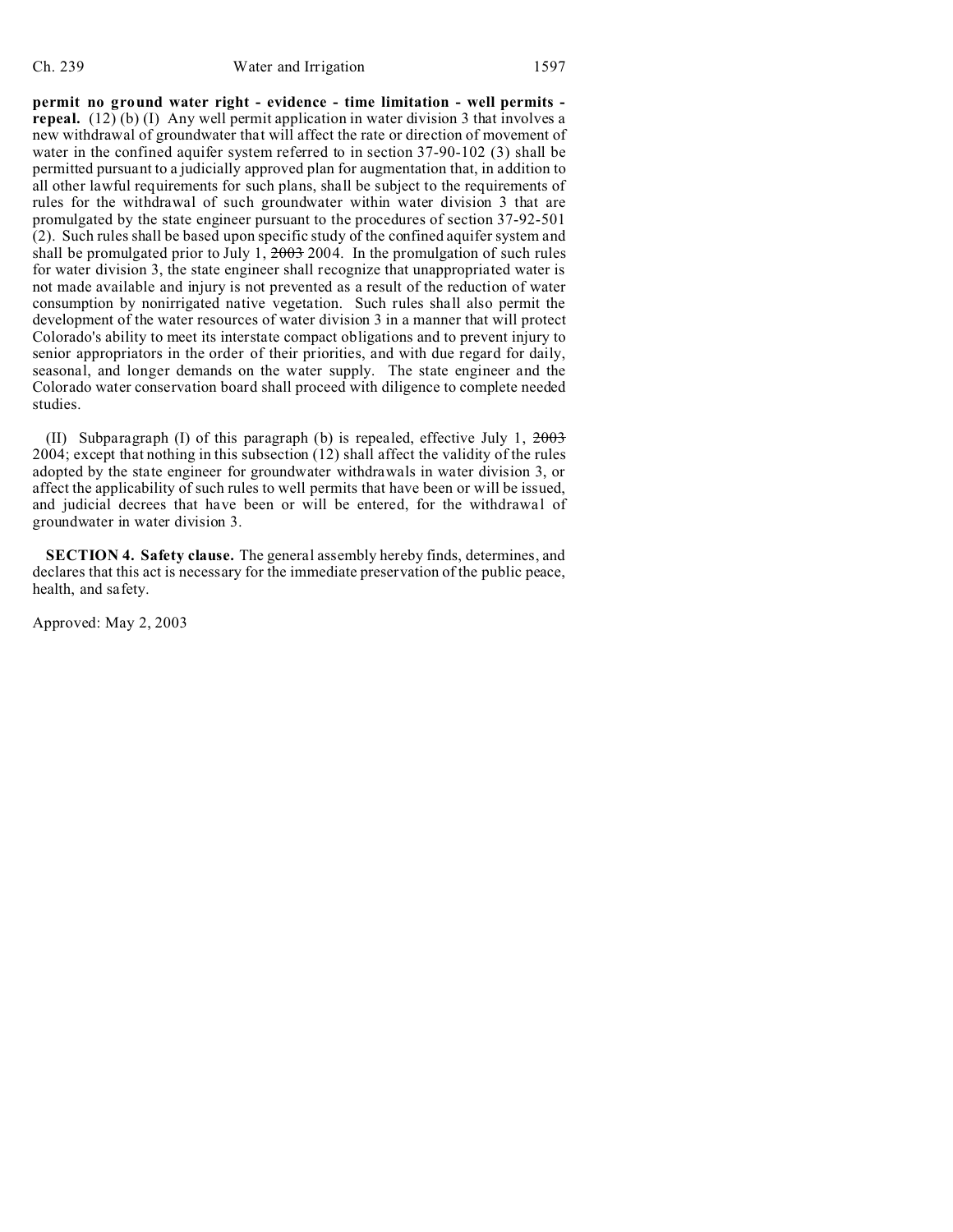**permit no ground water right - evidence - time limitation - well permits - repeal.** (12) (b) (I) Any well permit application in water division 3 that involves a new withdrawal of groundwater that will affect the rate or direction of movement of water in the confined aquifer system referred to in section 37-90-102 (3) shall be permitted pursuant to a judicially approved plan for augmentation that, in addition to all other lawful requirements for such plans, shall be subject to the requirements of rules for the withdrawal of such groundwater within water division 3 that are promulgated by the state engineer pursuant to the procedures of section 37-92-501 (2). Such rules shall be based upon specific study of the confined aquifer system and shall be promulgated prior to July 1, ~~2003~~ 2004. In the promulgation of such rules for water division 3, the state engineer shall recognize that unappropriated water is not made available and injury is not prevented as a result of the reduction of water consumption by nonirrigated native vegetation. Such rules shall also permit the development of the water resources of water division 3 in a manner that will protect Colorado's ability to meet its interstate compact obligations and to prevent injury to senior appropriators in the order of their priorities, and with due regard for daily, seasonal, and longer demands on the water supply. The state engineer and the Colorado water conservation board shall proceed with diligence to complete needed studies.

(II) Subparagraph (I) of this paragraph (b) is repealed, effective July 1, ~~2003~~ 2004; except that nothing in this subsection (12) shall affect the validity of the rules adopted by the state engineer for groundwater withdrawals in water division 3, or affect the applicability of such rules to well permits that have been or will be issued, and judicial decrees that have been or will be entered, for the withdrawal of groundwater in water division 3.

**SECTION 4. Safety clause.** The general assembly hereby finds, determines, and declares that this act is necessary for the immediate preservation of the public peace, health, and safety.

Approved: May 2, 2003